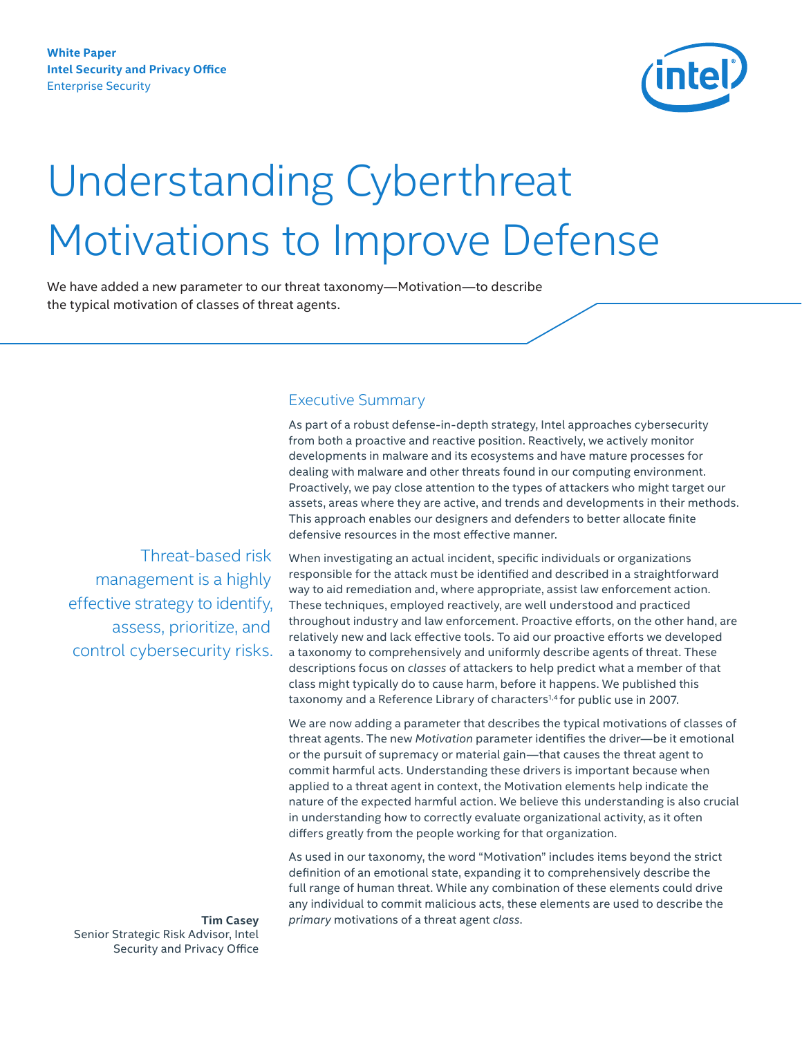**White Paper**
**Intel Security and Privacy Office**
Enterprise Security

# Understanding Cyberthreat Motivations to Improve Defense

We have added a new parameter to our threat taxonomy—Motivation—to describe the typical motivation of classes of threat agents.

Threat-based risk management is a highly effective strategy to identify, assess, prioritize, and control cybersecurity risks.

**Tim Casey**
Senior Strategic Risk Advisor, Intel Security and Privacy Office

## Executive Summary

As part of a robust defense-in-depth strategy, Intel approaches cybersecurity from both a proactive and reactive position. Reactively, we actively monitor developments in malware and its ecosystems and have mature processes for dealing with malware and other threats found in our computing environment. Proactively, we pay close attention to the types of attackers who might target our assets, areas where they are active, and trends and developments in their methods. This approach enables our designers and defenders to better allocate finite defensive resources in the most effective manner.

When investigating an actual incident, specific individuals or organizations responsible for the attack must be identified and described in a straightforward way to aid remediation and, where appropriate, assist law enforcement action. These techniques, employed reactively, are well understood and practiced throughout industry and law enforcement. Proactive efforts, on the other hand, are relatively new and lack effective tools. To aid our proactive efforts we developed a taxonomy to comprehensively and uniformly describe agents of threat. These descriptions focus on *classes* of attackers to help predict what a member of that class might typically do to cause harm, before it happens. We published this taxonomy and a Reference Library of characters[1,4] for public use in 2007.

We are now adding a parameter that describes the typical motivations of classes of threat agents. The new *Motivation* parameter identifies the driver—be it emotional or the pursuit of supremacy or material gain—that causes the threat agent to commit harmful acts. Understanding these drivers is important because when applied to a threat agent in context, the Motivation elements help indicate the nature of the expected harmful action. We believe this understanding is also crucial in understanding how to correctly evaluate organizational activity, as it often differs greatly from the people working for that organization.

As used in our taxonomy, the word "Motivation" includes items beyond the strict definition of an emotional state, expanding it to comprehensively describe the full range of human threat. While any combination of these elements could drive any individual to commit malicious acts, these elements are used to describe the *primary* motivations of a threat agent *class*.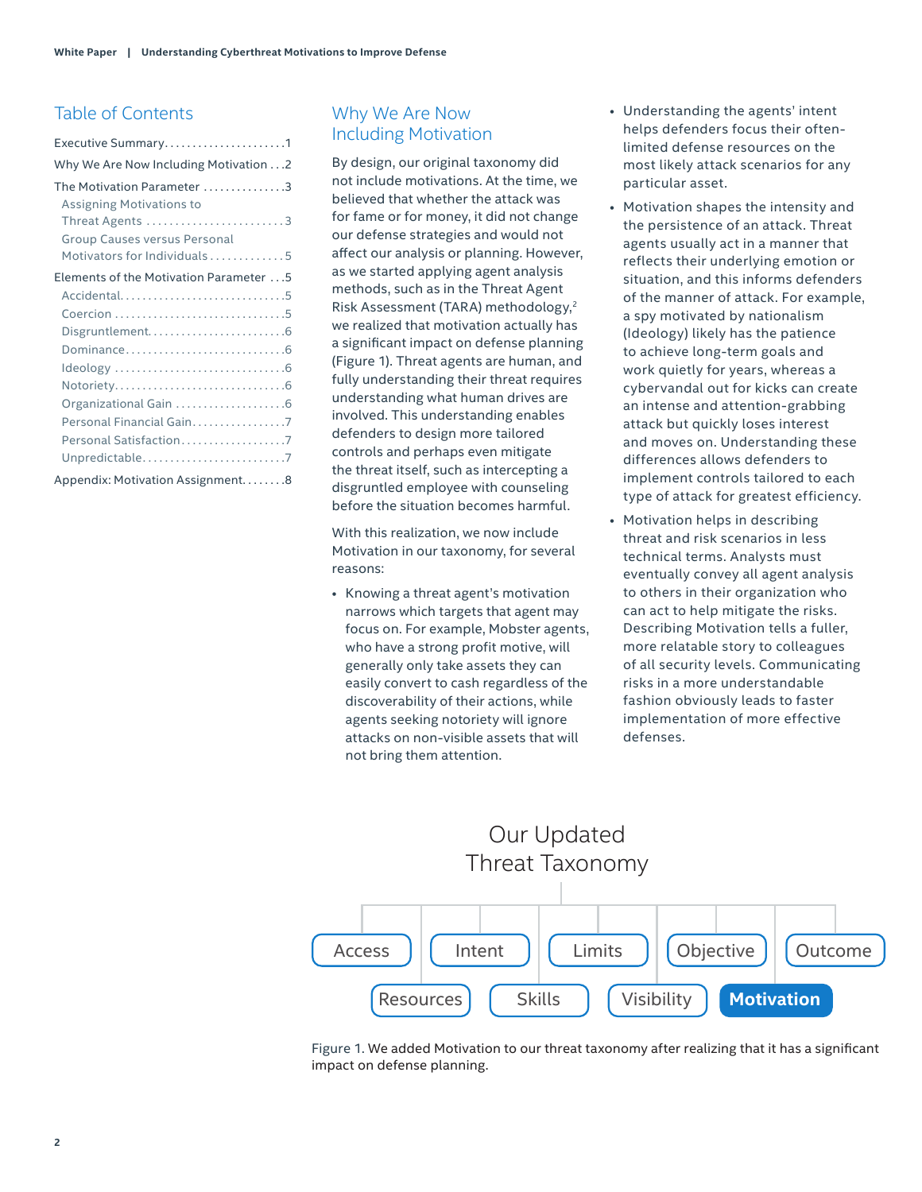## Table of Contents

Executive Summary......................1
Why We Are Now Including Motivation . . .2
The Motivation Parameter ...............3
- Assigning Motivations to Threat Agents ........................3
- Group Causes versus Personal Motivators for Individuals .............5

Elements of the Motivation Parameter . . .5
- Accidental.............................5
- Coercion ..............................5
- Disgruntlement.........................6
- Dominance.............................6
- Ideology ..............................6
- Notoriety..............................6
- Organizational Gain ....................6
- Personal Financial Gain.................7
- Personal Satisfaction...................7
- Unpredictable..........................7

Appendix: Motivation Assignment........8

## Why We Are Now Including Motivation

By design, our original taxonomy did not include motivations. At the time, we believed that whether the attack was for fame or for money, it did not change our defense strategies and would not affect our analysis or planning. However, as we started applying agent analysis methods, such as in the Threat Agent Risk Assessment (TARA) methodology,[2] we realized that motivation actually has a significant impact on defense planning (Figure 1). Threat agents are human, and fully understanding their threat requires understanding what human drives are involved. This understanding enables defenders to design more tailored controls and perhaps even mitigate the threat itself, such as intercepting a disgruntled employee with counseling before the situation becomes harmful.

With this realization, we now include Motivation in our taxonomy, for several reasons:

- Knowing a threat agent's motivation narrows which targets that agent may focus on. For example, Mobster agents, who have a strong profit motive, will generally only take assets they can easily convert to cash regardless of the discoverability of their actions, while agents seeking notoriety will ignore attacks on non-visible assets that will not bring them attention.
- Understanding the agents' intent helps defenders focus their often-limited defense resources on the most likely attack scenarios for any particular asset.
- Motivation shapes the intensity and the persistence of an attack. Threat agents usually act in a manner that reflects their underlying emotion or situation, and this informs defenders of the manner of attack. For example, a spy motivated by nationalism (Ideology) likely has the patience to achieve long-term goals and work quietly for years, whereas a cybervandal out for kicks can create an intense and attention-grabbing attack but quickly loses interest and moves on. Understanding these differences allows defenders to implement controls tailored to each type of attack for greatest efficiency.
- Motivation helps in describing threat and risk scenarios in less technical terms. Analysts must eventually convey all agent analysis to others in their organization who can act to help mitigate the risks. Describing Motivation tells a fuller, more relatable story to colleagues of all security levels. Communicating risks in a more understandable fashion obviously leads to faster implementation of more effective defenses.

**Our Updated Threat Taxonomy**

Access | Intent | Limits | Objective | Outcome | Resources | Skills | Visibility | **Motivation**

Figure 1. We added Motivation to our threat taxonomy after realizing that it has a significant impact on defense planning.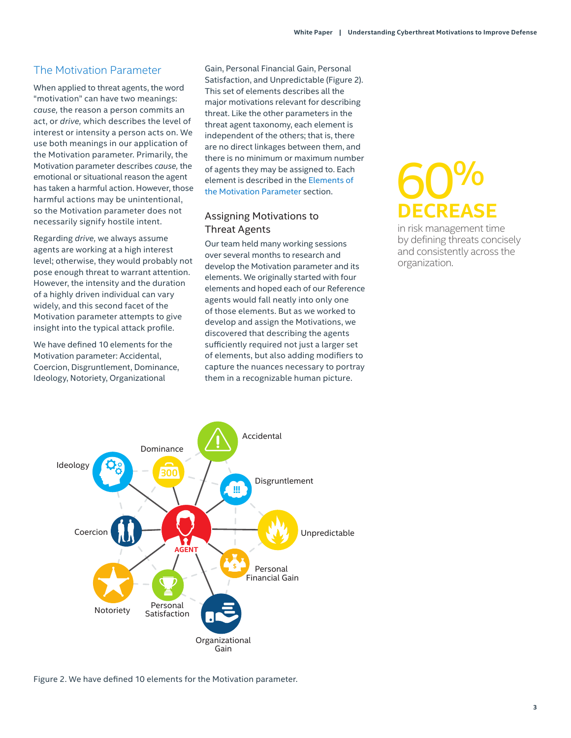## The Motivation Parameter

When applied to threat agents, the word "motivation" can have two meanings: *cause,* the reason a person commits an act, or *drive,* which describes the level of interest or intensity a person acts on. We use both meanings in our application of the Motivation parameter. Primarily, the Motivation parameter describes *cause,* the emotional or situational reason the agent has taken a harmful action. However, those harmful actions may be unintentional, so the Motivation parameter does not necessarily signify hostile intent.

Regarding *drive,* we always assume agents are working at a high interest level; otherwise, they would probably not pose enough threat to warrant attention. However, the intensity and the duration of a highly driven individual can vary widely, and this second facet of the Motivation parameter attempts to give insight into the typical attack profile.

We have defined 10 elements for the Motivation parameter: Accidental, Coercion, Disgruntlement, Dominance, Ideology, Notoriety, Organizational Gain, Personal Financial Gain, Personal Satisfaction, and Unpredictable (Figure 2). This set of elements describes all the major motivations relevant for describing threat. Like the other parameters in the threat agent taxonomy, each element is independent of the others; that is, there are no direct linkages between them, and there is no minimum or maximum number of agents they may be assigned to. Each element is described in the Elements of the Motivation Parameter section.

### Assigning Motivations to Threat Agents

Our team held many working sessions over several months to research and develop the Motivation parameter and its elements. We originally started with four elements and hoped each of our Reference agents would fall neatly into only one of those elements. But as we worked to develop and assign the Motivations, we discovered that describing the agents sufficiently required not just a larger set of elements, but also adding modifiers to capture the nuances necessary to portray them in a recognizable human picture.

**60% DECREASE** in risk management time by defining threats concisely and consistently across the organization.

Figure 2. We have defined 10 elements for the Motivation parameter.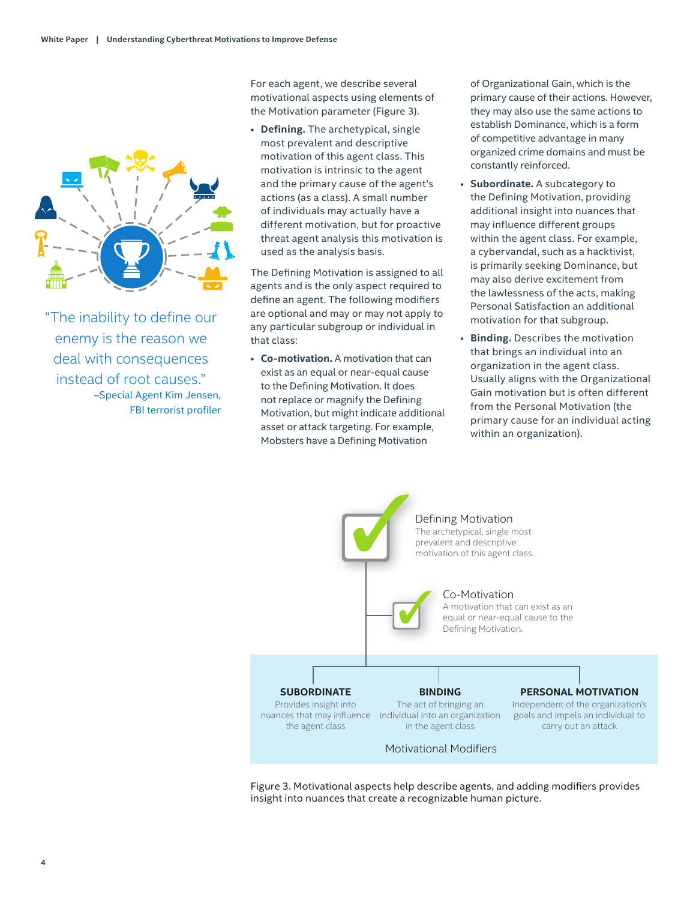> "The inability to define our enemy is the reason we deal with consequences instead of root causes."
> –Special Agent Kim Jensen, FBI terrorist profiler

For each agent, we describe several motivational aspects using elements of the Motivation parameter (Figure 3).

- **Defining.** The archetypical, single most prevalent and descriptive motivation of this agent class. This motivation is intrinsic to the agent and the primary cause of the agent's actions (as a class). A small number of individuals may actually have a different motivation, but for proactive threat agent analysis this motivation is used as the analysis basis.

The Defining Motivation is assigned to all agents and is the only aspect required to define an agent. The following modifiers are optional and may or may not apply to any particular subgroup or individual in that class:

- **Co-motivation.** A motivation that can exist as an equal or near-equal cause to the Defining Motivation. It does not replace or magnify the Defining Motivation, but might indicate additional asset or attack targeting. For example, Mobsters have a Defining Motivation of Organizational Gain, which is the primary cause of their actions. However, they may also use the same actions to establish Dominance, which is a form of competitive advantage in many organized crime domains and must be constantly reinforced.
- **Subordinate.** A subcategory to the Defining Motivation, providing additional insight into nuances that may influence different groups within the agent class. For example, a cybervandal, such as a hacktivist, is primarily seeking Dominance, but may also derive excitement from the lawlessness of the acts, making Personal Satisfaction an additional motivation for that subgroup.
- **Binding.** Describes the motivation that brings an individual into an organization in the agent class. Usually aligns with the Organizational Gain motivation but is often different from the Personal Motivation (the primary cause for an individual acting within an organization).

**Defining Motivation**
The archetypical, single most prevalent and descriptive motivation of this agent class.

**Co-Motivation**
A motivation that can exist as an equal or near-equal cause to the Defining Motivation.

**Motivational Modifiers**

| SUBORDINATE | BINDING | PERSONAL MOTIVATION |
| --- | --- | --- |
| Provides insight into nuances that may influence the agent class | The act of bringing an individual into an organization in the agent class | Independent of the organization's goals and impels an individual to carry out an attack |

Figure 3. Motivational aspects help describe agents, and adding modifiers provides insight into nuances that create a recognizable human picture.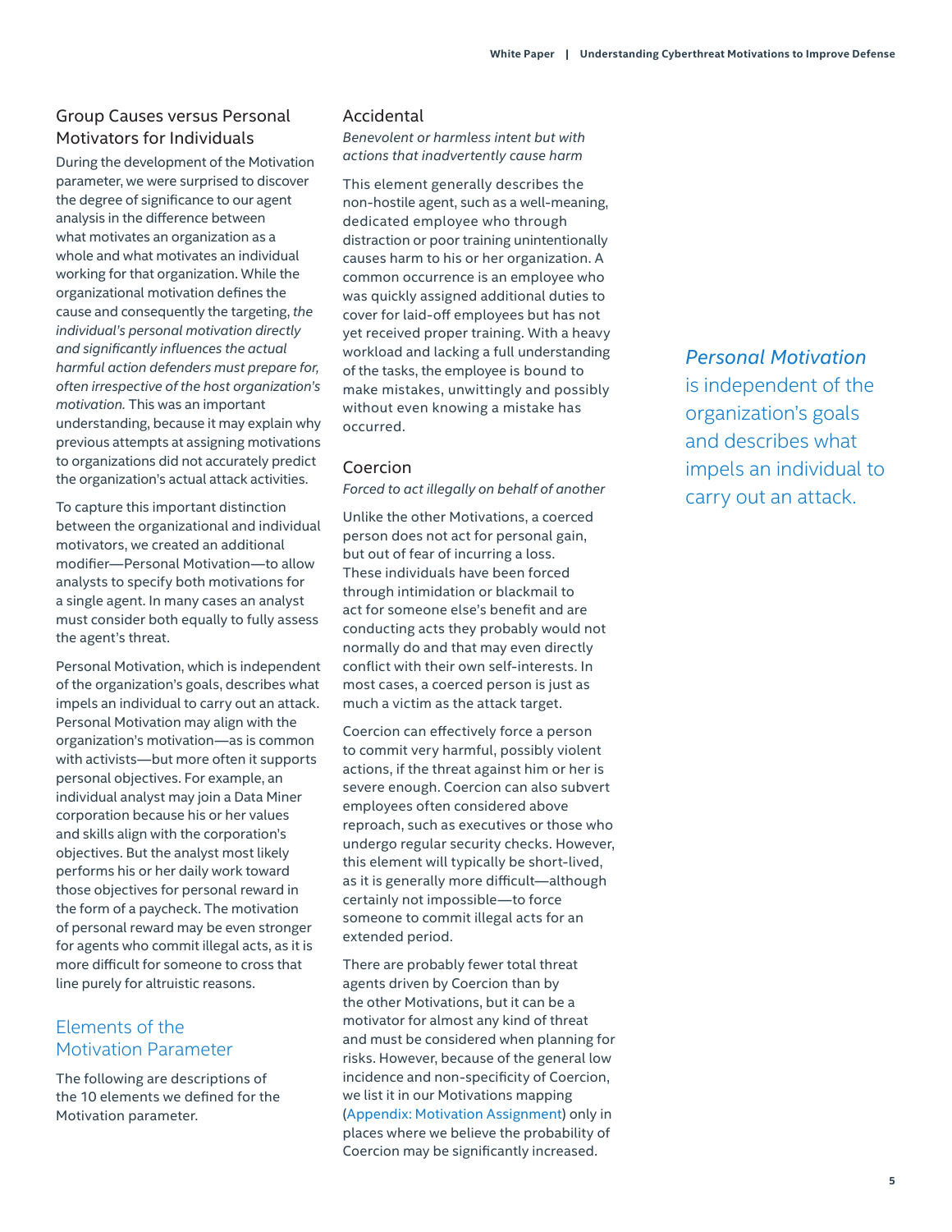## Group Causes versus Personal Motivators for Individuals

During the development of the Motivation parameter, we were surprised to discover the degree of significance to our agent analysis in the difference between what motivates an organization as a whole and what motivates an individual working for that organization. While the organizational motivation defines the cause and consequently the targeting, *the individual's personal motivation directly and significantly influences the actual harmful action defenders must prepare for, often irrespective of the host organization's motivation.* This was an important understanding, because it may explain why previous attempts at assigning motivations to organizations did not accurately predict the organization's actual attack activities.

To capture this important distinction between the organizational and individual motivators, we created an additional modifier—Personal Motivation—to allow analysts to specify both motivations for a single agent. In many cases an analyst must consider both equally to fully assess the agent's threat.

Personal Motivation, which is independent of the organization's goals, describes what impels an individual to carry out an attack. Personal Motivation may align with the organization's motivation—as is common with activists—but more often it supports personal objectives. For example, an individual analyst may join a Data Miner corporation because his or her values and skills align with the corporation's objectives. But the analyst most likely performs his or her daily work toward those objectives for personal reward in the form of a paycheck. The motivation of personal reward may be even stronger for agents who commit illegal acts, as it is more difficult for someone to cross that line purely for altruistic reasons.

## Elements of the Motivation Parameter

The following are descriptions of the 10 elements we defined for the Motivation parameter.

### Accidental

*Benevolent or harmless intent but with actions that inadvertently cause harm*

This element generally describes the non-hostile agent, such as a well-meaning, dedicated employee who through distraction or poor training unintentionally causes harm to his or her organization. A common occurrence is an employee who was quickly assigned additional duties to cover for laid-off employees but has not yet received proper training. With a heavy workload and lacking a full understanding of the tasks, the employee is bound to make mistakes, unwittingly and possibly without even knowing a mistake has occurred.

### Coercion

*Forced to act illegally on behalf of another*

Unlike the other Motivations, a coerced person does not act for personal gain, but out of fear of incurring a loss. These individuals have been forced through intimidation or blackmail to act for someone else's benefit and are conducting acts they probably would not normally do and that may even directly conflict with their own self-interests. In most cases, a coerced person is just as much a victim as the attack target.

Coercion can effectively force a person to commit very harmful, possibly violent actions, if the threat against him or her is severe enough. Coercion can also subvert employees often considered above reproach, such as executives or those who undergo regular security checks. However, this element will typically be short-lived, as it is generally more difficult—although certainly not impossible—to force someone to commit illegal acts for an extended period.

There are probably fewer total threat agents driven by Coercion than by the other Motivations, but it can be a motivator for almost any kind of threat and must be considered when planning for risks. However, because of the general low incidence and non-specificity of Coercion, we list it in our Motivations mapping (Appendix: Motivation Assignment) only in places where we believe the probability of Coercion may be significantly increased.

*Personal Motivation* is independent of the organization's goals and describes what impels an individual to carry out an attack.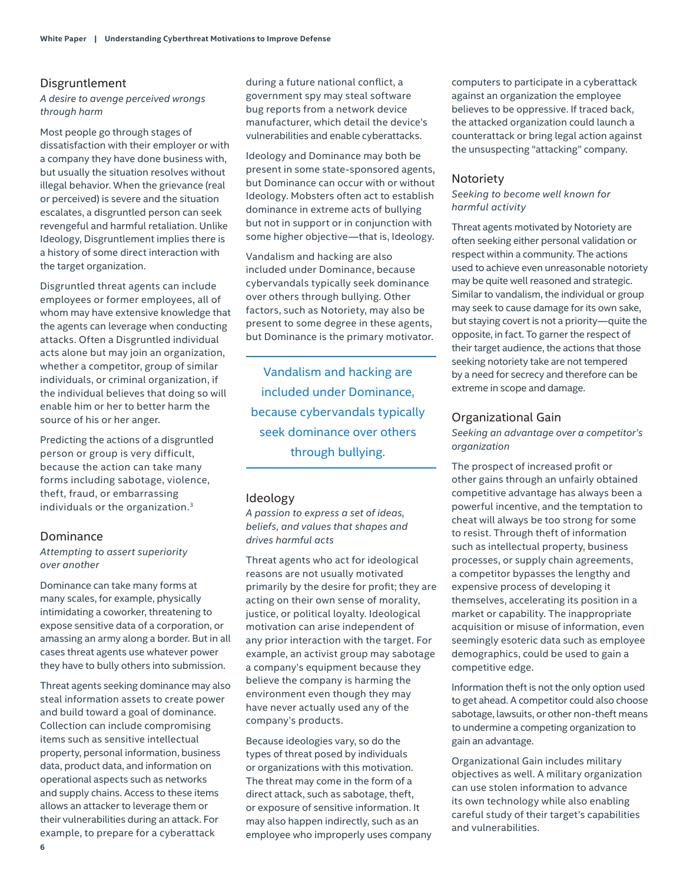## Disgruntlement

*A desire to avenge perceived wrongs through harm*

Most people go through stages of dissatisfaction with their employer or with a company they have done business with, but usually the situation resolves without illegal behavior. When the grievance (real or perceived) is severe and the situation escalates, a disgruntled person can seek revengeful and harmful retaliation. Unlike Ideology, Disgruntlement implies there is a history of some direct interaction with the target organization.

Disgruntled threat agents can include employees or former employees, all of whom may have extensive knowledge that the agents can leverage when conducting attacks. Often a Disgruntled individual acts alone but may join an organization, whether a competitor, group of similar individuals, or criminal organization, if the individual believes that doing so will enable him or her to better harm the source of his or her anger.

Predicting the actions of a disgruntled person or group is very difficult, because the action can take many forms including sabotage, violence, theft, fraud, or embarrassing individuals or the organization.[3]

## Dominance

*Attempting to assert superiority over another*

Dominance can take many forms at many scales, for example, physically intimidating a coworker, threatening to expose sensitive data of a corporation, or amassing an army along a border. But in all cases threat agents use whatever power they have to bully others into submission.

Threat agents seeking dominance may also steal information assets to create power and build toward a goal of dominance. Collection can include compromising items such as sensitive intellectual property, personal information, business data, product data, and information on operational aspects such as networks and supply chains. Access to these items allows an attacker to leverage them or their vulnerabilities during an attack. For example, to prepare for a cyberattack during a future national conflict, a government spy may steal software bug reports from a network device manufacturer, which detail the device's vulnerabilities and enable cyberattacks.

Ideology and Dominance may both be present in some state-sponsored agents, but Dominance can occur with or without Ideology. Mobsters often act to establish dominance in extreme acts of bullying but not in support or in conjunction with some higher objective—that is, Ideology.

Vandalism and hacking are also included under Dominance, because cybervandals typically seek dominance over others through bullying. Other factors, such as Notoriety, may also be present to some degree in these agents, but Dominance is the primary motivator.

> Vandalism and hacking are included under Dominance, because cybervandals typically seek dominance over others through bullying.

## Ideology

*A passion to express a set of ideas, beliefs, and values that shapes and drives harmful acts*

Threat agents who act for ideological reasons are not usually motivated primarily by the desire for profit; they are acting on their own sense of morality, justice, or political loyalty. Ideological motivation can arise independent of any prior interaction with the target. For example, an activist group may sabotage a company's equipment because they believe the company is harming the environment even though they may have never actually used any of the company's products.

Because ideologies vary, so do the types of threat posed by individuals or organizations with this motivation. The threat may come in the form of a direct attack, such as sabotage, theft, or exposure of sensitive information. It may also happen indirectly, such as an employee who improperly uses company computers to participate in a cyberattack against an organization the employee believes to be oppressive. If traced back, the attacked organization could launch a counterattack or bring legal action against the unsuspecting "attacking" company.

## Notoriety

*Seeking to become well known for harmful activity*

Threat agents motivated by Notoriety are often seeking either personal validation or respect within a community. The actions used to achieve even unreasonable notoriety may be quite well reasoned and strategic. Similar to vandalism, the individual or group may seek to cause damage for its own sake, but staying covert is not a priority—quite the opposite, in fact. To garner the respect of their target audience, the actions that those seeking notoriety take are not tempered by a need for secrecy and therefore can be extreme in scope and damage.

## Organizational Gain

*Seeking an advantage over a competitor's organization*

The prospect of increased profit or other gains through an unfairly obtained competitive advantage has always been a powerful incentive, and the temptation to cheat will always be too strong for some to resist. Through theft of information such as intellectual property, business processes, or supply chain agreements, a competitor bypasses the lengthy and expensive process of developing it themselves, accelerating its position in a market or capability. The inappropriate acquisition or misuse of information, even seemingly esoteric data such as employee demographics, could be used to gain a competitive edge.

Information theft is not the only option used to get ahead. A competitor could also choose sabotage, lawsuits, or other non-theft means to undermine a competing organization to gain an advantage.

Organizational Gain includes military objectives as well. A military organization can use stolen information to advance its own technology while also enabling careful study of their target's capabilities and vulnerabilities.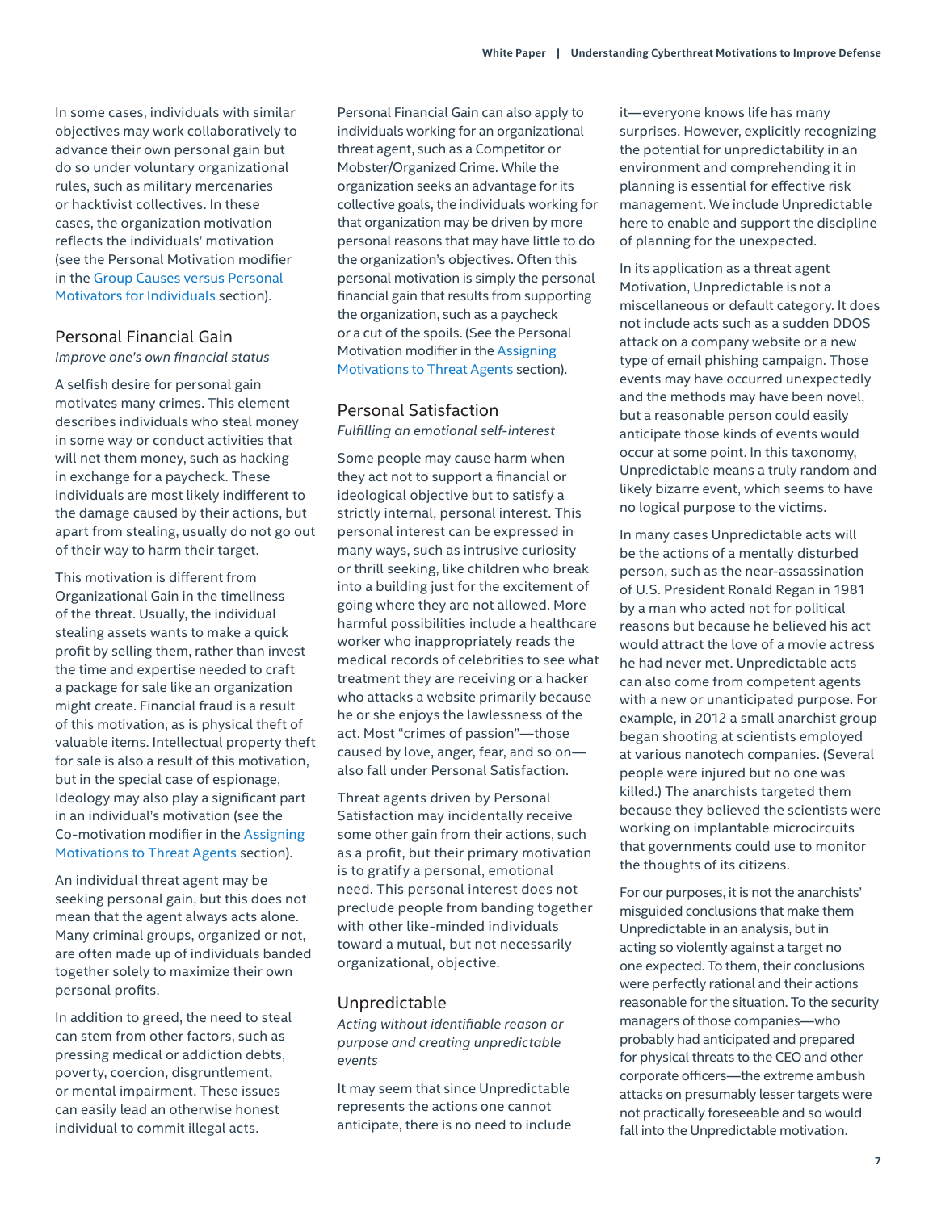In some cases, individuals with similar objectives may work collaboratively to advance their own personal gain but do so under voluntary organizational rules, such as military mercenaries or hacktivist collectives. In these cases, the organization motivation reflects the individuals' motivation (see the Personal Motivation modifier in the Group Causes versus Personal Motivators for Individuals section).

## Personal Financial Gain

*Improve one's own financial status*

A selfish desire for personal gain motivates many crimes. This element describes individuals who steal money in some way or conduct activities that will net them money, such as hacking in exchange for a paycheck. These individuals are most likely indifferent to the damage caused by their actions, but apart from stealing, usually do not go out of their way to harm their target.

This motivation is different from Organizational Gain in the timeliness of the threat. Usually, the individual stealing assets wants to make a quick profit by selling them, rather than invest the time and expertise needed to craft a package for sale like an organization might create. Financial fraud is a result of this motivation, as is physical theft of valuable items. Intellectual property theft for sale is also a result of this motivation, but in the special case of espionage, Ideology may also play a significant part in an individual's motivation (see the Co-motivation modifier in the Assigning Motivations to Threat Agents section).

An individual threat agent may be seeking personal gain, but this does not mean that the agent always acts alone. Many criminal groups, organized or not, are often made up of individuals banded together solely to maximize their own personal profits.

In addition to greed, the need to steal can stem from other factors, such as pressing medical or addiction debts, poverty, coercion, disgruntlement, or mental impairment. These issues can easily lead an otherwise honest individual to commit illegal acts.

Personal Financial Gain can also apply to individuals working for an organizational threat agent, such as a Competitor or Mobster/Organized Crime. While the organization seeks an advantage for its collective goals, the individuals working for that organization may be driven by more personal reasons that may have little to do the organization's objectives. Often this personal motivation is simply the personal financial gain that results from supporting the organization, such as a paycheck or a cut of the spoils. (See the Personal Motivation modifier in the Assigning Motivations to Threat Agents section).

## Personal Satisfaction

*Fulfilling an emotional self-interest*

Some people may cause harm when they act not to support a financial or ideological objective but to satisfy a strictly internal, personal interest. This personal interest can be expressed in many ways, such as intrusive curiosity or thrill seeking, like children who break into a building just for the excitement of going where they are not allowed. More harmful possibilities include a healthcare worker who inappropriately reads the medical records of celebrities to see what treatment they are receiving or a hacker who attacks a website primarily because he or she enjoys the lawlessness of the act. Most "crimes of passion"—those caused by love, anger, fear, and so on—also fall under Personal Satisfaction.

Threat agents driven by Personal Satisfaction may incidentally receive some other gain from their actions, such as a profit, but their primary motivation is to gratify a personal, emotional need. This personal interest does not preclude people from banding together with other like-minded individuals toward a mutual, but not necessarily organizational, objective.

## Unpredictable

*Acting without identifiable reason or purpose and creating unpredictable events*

It may seem that since Unpredictable represents the actions one cannot anticipate, there is no need to include it—everyone knows life has many surprises. However, explicitly recognizing the potential for unpredictability in an environment and comprehending it in planning is essential for effective risk management. We include Unpredictable here to enable and support the discipline of planning for the unexpected.

In its application as a threat agent Motivation, Unpredictable is not a miscellaneous or default category. It does not include acts such as a sudden DDOS attack on a company website or a new type of email phishing campaign. Those events may have occurred unexpectedly and the methods may have been novel, but a reasonable person could easily anticipate those kinds of events would occur at some point. In this taxonomy, Unpredictable means a truly random and likely bizarre event, which seems to have no logical purpose to the victims.

In many cases Unpredictable acts will be the actions of a mentally disturbed person, such as the near-assassination of U.S. President Ronald Regan in 1981 by a man who acted not for political reasons but because he believed his act would attract the love of a movie actress he had never met. Unpredictable acts can also come from competent agents with a new or unanticipated purpose. For example, in 2012 a small anarchist group began shooting at scientists employed at various nanotech companies. (Several people were injured but no one was killed.) The anarchists targeted them because they believed the scientists were working on implantable microcircuits that governments could use to monitor the thoughts of its citizens.

For our purposes, it is not the anarchists' misguided conclusions that make them Unpredictable in an analysis, but in acting so violently against a target no one expected. To them, their conclusions were perfectly rational and their actions reasonable for the situation. To the security managers of those companies—who probably had anticipated and prepared for physical threats to the CEO and other corporate officers—the extreme ambush attacks on presumably lesser targets were not practically foreseeable and so would fall into the Unpredictable motivation.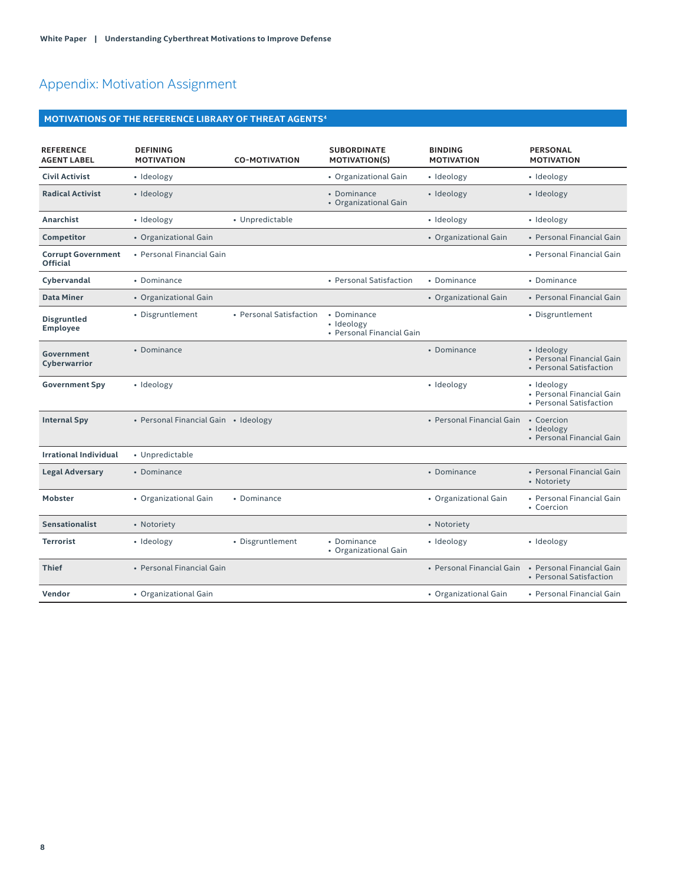## Appendix: Motivation Assignment

### MOTIVATIONS OF THE REFERENCE LIBRARY OF THREAT AGENTS[4]

| REFERENCE AGENT LABEL | DEFINING MOTIVATION | CO-MOTIVATION | SUBORDINATE MOTIVATION(S) | BINDING MOTIVATION | PERSONAL MOTIVATION |
|---|---|---|---|---|---|
| **Civil Activist** | • Ideology | | • Organizational Gain | • Ideology | • Ideology |
| **Radical Activist** | • Ideology | | • Dominance<br>• Organizational Gain | • Ideology | • Ideology |
| **Anarchist** | • Ideology | • Unpredictable | | • Ideology | • Ideology |
| **Competitor** | • Organizational Gain | | | • Organizational Gain | • Personal Financial Gain |
| **Corrupt Government Official** | • Personal Financial Gain | | | | • Personal Financial Gain |
| **Cybervandal** | • Dominance | | • Personal Satisfaction | • Dominance | • Dominance |
| **Data Miner** | • Organizational Gain | | | • Organizational Gain | • Personal Financial Gain |
| **Disgruntled Employee** | • Disgruntlement | • Personal Satisfaction | • Dominance<br>• Ideology<br>• Personal Financial Gain | | • Disgruntlement |
| **Government Cyberwarrior** | • Dominance | | | • Dominance | • Ideology<br>• Personal Financial Gain<br>• Personal Satisfaction |
| **Government Spy** | • Ideology | | | • Ideology | • Ideology<br>• Personal Financial Gain<br>• Personal Satisfaction |
| **Internal Spy** | • Personal Financial Gain | • Ideology | | • Personal Financial Gain | • Coercion<br>• Ideology<br>• Personal Financial Gain |
| **Irrational Individual** | • Unpredictable | | | | |
| **Legal Adversary** | • Dominance | | | • Dominance | • Personal Financial Gain<br>• Notoriety |
| **Mobster** | • Organizational Gain | • Dominance | | • Organizational Gain | • Personal Financial Gain<br>• Coercion |
| **Sensationalist** | • Notoriety | | | • Notoriety | |
| **Terrorist** | • Ideology | • Disgruntlement | • Dominance<br>• Organizational Gain | • Ideology | • Ideology |
| **Thief** | • Personal Financial Gain | | | • Personal Financial Gain | • Personal Financial Gain<br>• Personal Satisfaction |
| **Vendor** | • Organizational Gain | | | • Organizational Gain | • Personal Financial Gain |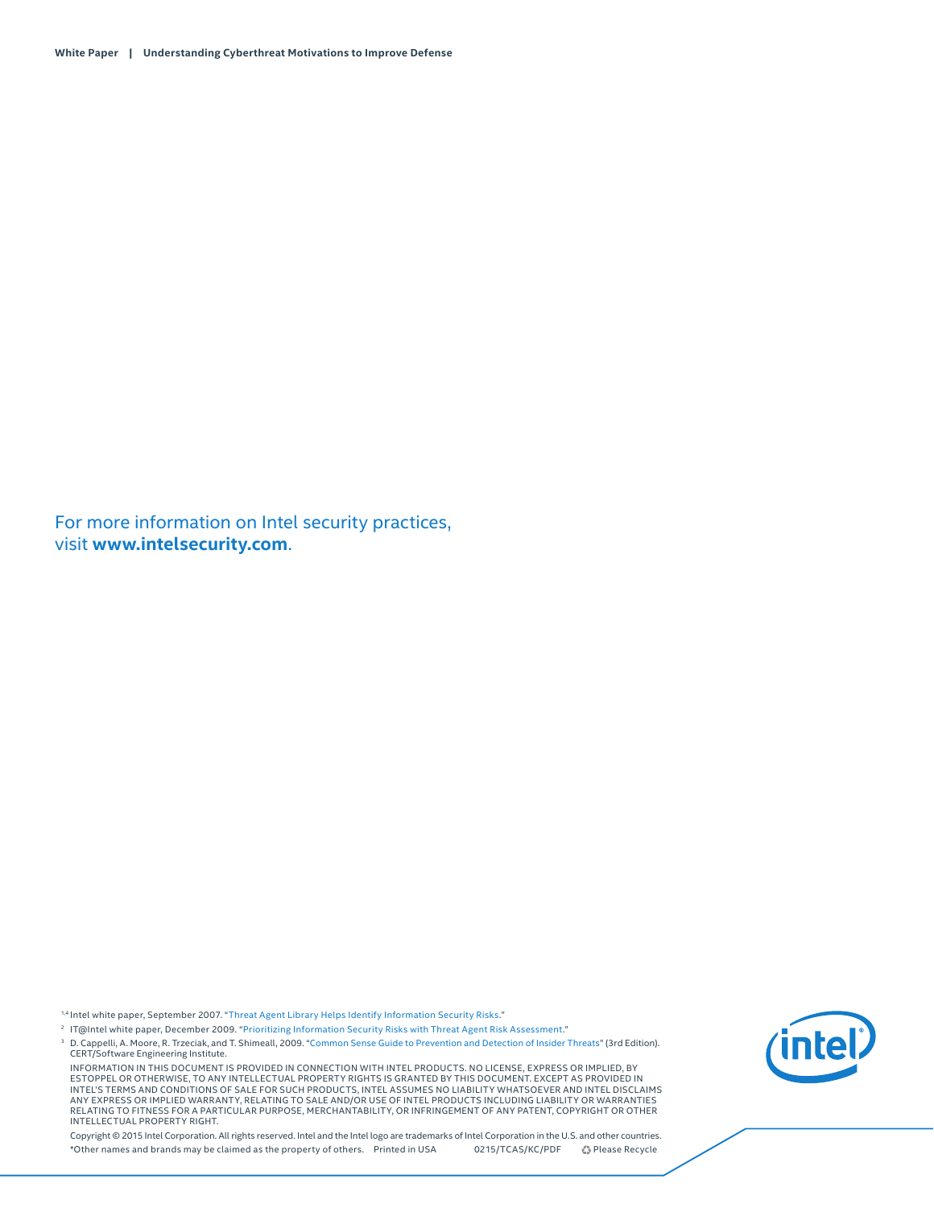For more information on Intel security practices, visit **www.intelsecurity.com**.

[1,4] Intel white paper, September 2007. "Threat Agent Library Helps Identify Information Security Risks."

[2] IT@Intel white paper, December 2009. "Prioritizing Information Security Risks with Threat Agent Risk Assessment."

[3] D. Cappelli, A. Moore, R. Trzeciak, and T. Shimeall, 2009. "Common Sense Guide to Prevention and Detection of Insider Threats" (3rd Edition). CERT/Software Engineering Institute.

INFORMATION IN THIS DOCUMENT IS PROVIDED IN CONNECTION WITH INTEL PRODUCTS. NO LICENSE, EXPRESS OR IMPLIED, BY ESTOPPEL OR OTHERWISE, TO ANY INTELLECTUAL PROPERTY RIGHTS IS GRANTED BY THIS DOCUMENT. EXCEPT AS PROVIDED IN INTEL'S TERMS AND CONDITIONS OF SALE FOR SUCH PRODUCTS, INTEL ASSUMES NO LIABILITY WHATSOEVER AND INTEL DISCLAIMS ANY EXPRESS OR IMPLIED WARRANTY, RELATING TO SALE AND/OR USE OF INTEL PRODUCTS INCLUDING LIABILITY OR WARRANTIES RELATING TO FITNESS FOR A PARTICULAR PURPOSE, MERCHANTABILITY, OR INFRINGEMENT OF ANY PATENT, COPYRIGHT OR OTHER INTELLECTUAL PROPERTY RIGHT.

Copyright © 2015 Intel Corporation. All rights reserved. Intel and the Intel logo are trademarks of Intel Corporation in the U.S. and other countries.
*Other names and brands may be claimed as the property of others. Printed in USA 0215/TCAS/KC/PDF Please Recycle